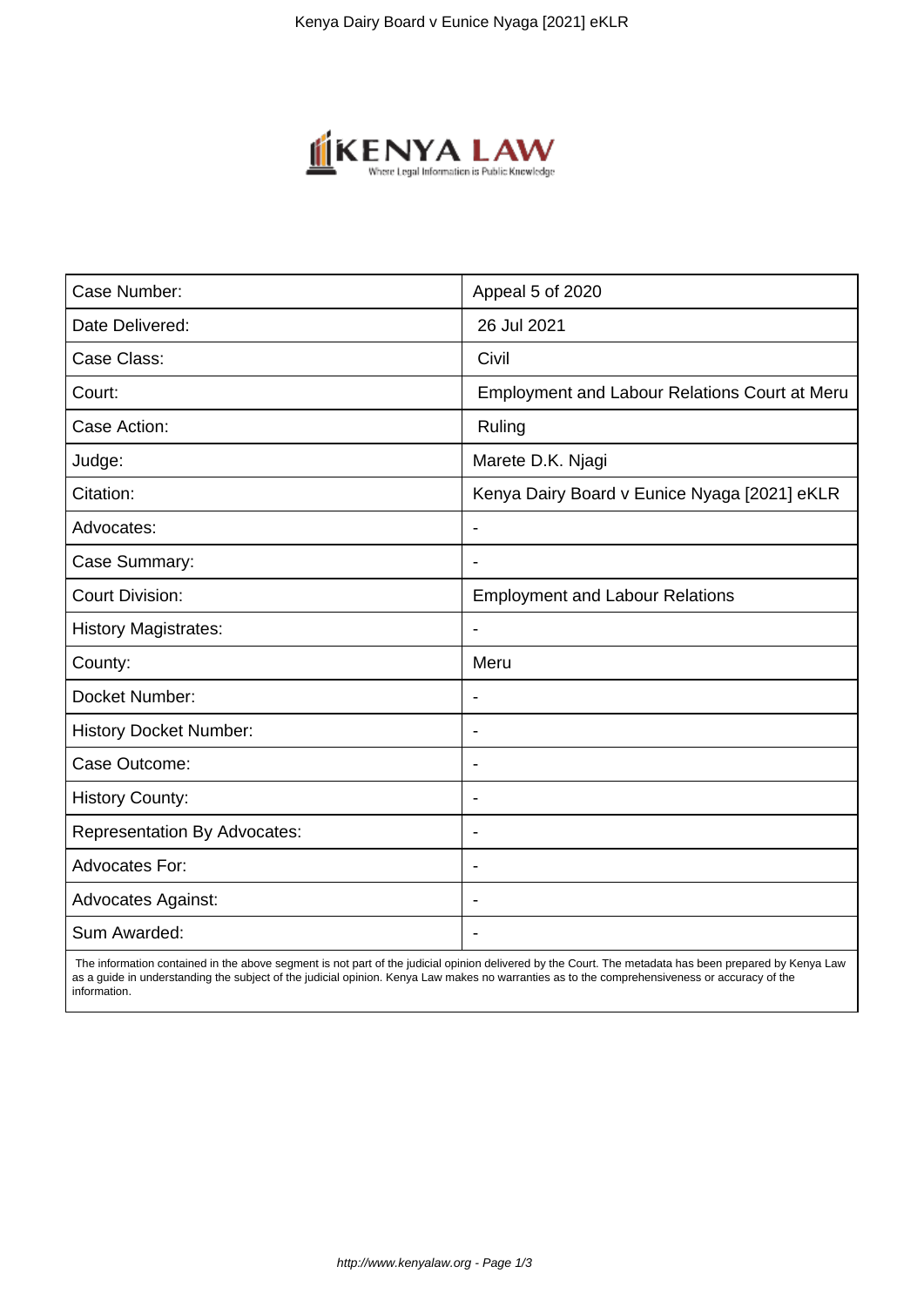| Case Number: | Appeal 5 of 2020 |
| --- | --- |
| Date Delivered: | 26 Jul 2021 |
| Case Class: | Civil |
| Court: | Employment and Labour Relations Court at Meru |
| Case Action: | Ruling |
| Judge: | Marete D.K. Njagi |
| Citation: | Kenya Dairy Board v Eunice Nyaga [2021] eKLR |
| Advocates: | - |
| Case Summary: | - |
| Court Division: | Employment and Labour Relations |
| History Magistrates: | - |
| County: | Meru |
| Docket Number: | - |
| History Docket Number: | - |
| Case Outcome: | - |
| History County: | - |
| Representation By Advocates: | - |
| Advocates For: | - |
| Advocates Against: | - |
| Sum Awarded: | - |

The information contained in the above segment is not part of the judicial opinion delivered by the Court. The metadata has been prepared by Kenya Law as a guide in understanding the subject of the judicial opinion. Kenya Law makes no warranties as to the comprehensiveness or accuracy of the information.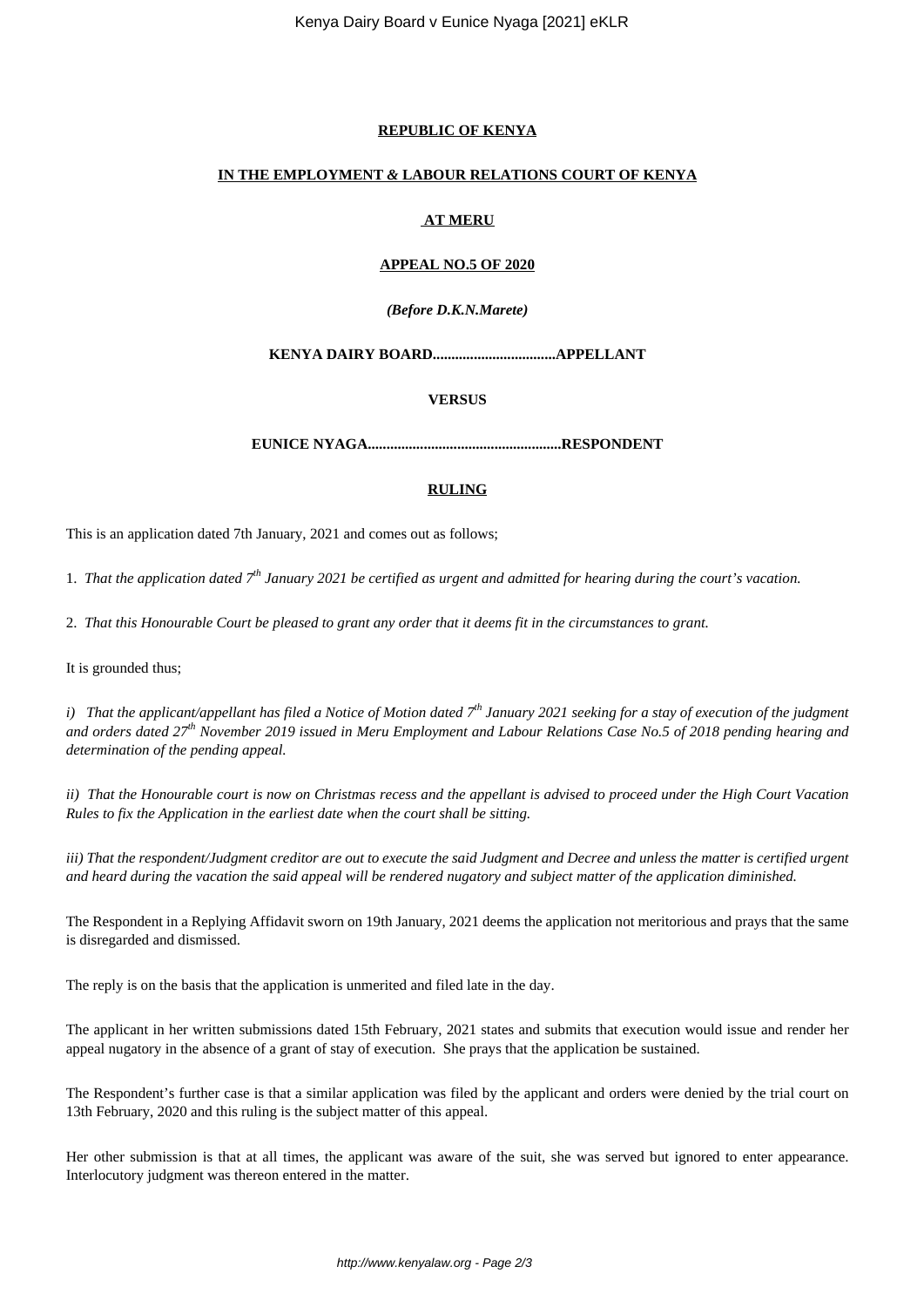**REPUBLIC OF KENYA**

**IN THE EMPLOYMENT & LABOUR RELATIONS COURT OF KENYA**

**AT MERU**

**APPEAL NO.5 OF 2020**

***(Before D.K.N.Marete)***

**KENYA DAIRY BOARD.................................APPELLANT**

**VERSUS**

**EUNICE NYAGA...................................................RESPONDENT**

**RULING**

This is an application dated 7th January, 2021 and comes out as follows;

1. *That the application dated 7th January 2021 be certified as urgent and admitted for hearing during the court's vacation.*

2. *That this Honourable Court be pleased to grant any order that it deems fit in the circumstances to grant.*

It is grounded thus;

*i) That the applicant/appellant has filed a Notice of Motion dated 7th January 2021 seeking for a stay of execution of the judgment and orders dated 27th November 2019 issued in Meru Employment and Labour Relations Case No.5 of 2018 pending hearing and determination of the pending appeal.*

*ii) That the Honourable court is now on Christmas recess and the appellant is advised to proceed under the High Court Vacation Rules to fix the Application in the earliest date when the court shall be sitting.*

*iii) That the respondent/Judgment creditor are out to execute the said Judgment and Decree and unless the matter is certified urgent and heard during the vacation the said appeal will be rendered nugatory and subject matter of the application diminished.*

The Respondent in a Replying Affidavit sworn on 19th January, 2021 deems the application not meritorious and prays that the same is disregarded and dismissed.

The reply is on the basis that the application is unmerited and filed late in the day.

The applicant in her written submissions dated 15th February, 2021 states and submits that execution would issue and render her appeal nugatory in the absence of a grant of stay of execution. She prays that the application be sustained.

The Respondent's further case is that a similar application was filed by the applicant and orders were denied by the trial court on 13th February, 2020 and this ruling is the subject matter of this appeal.

Her other submission is that at all times, the applicant was aware of the suit, she was served but ignored to enter appearance. Interlocutory judgment was thereon entered in the matter.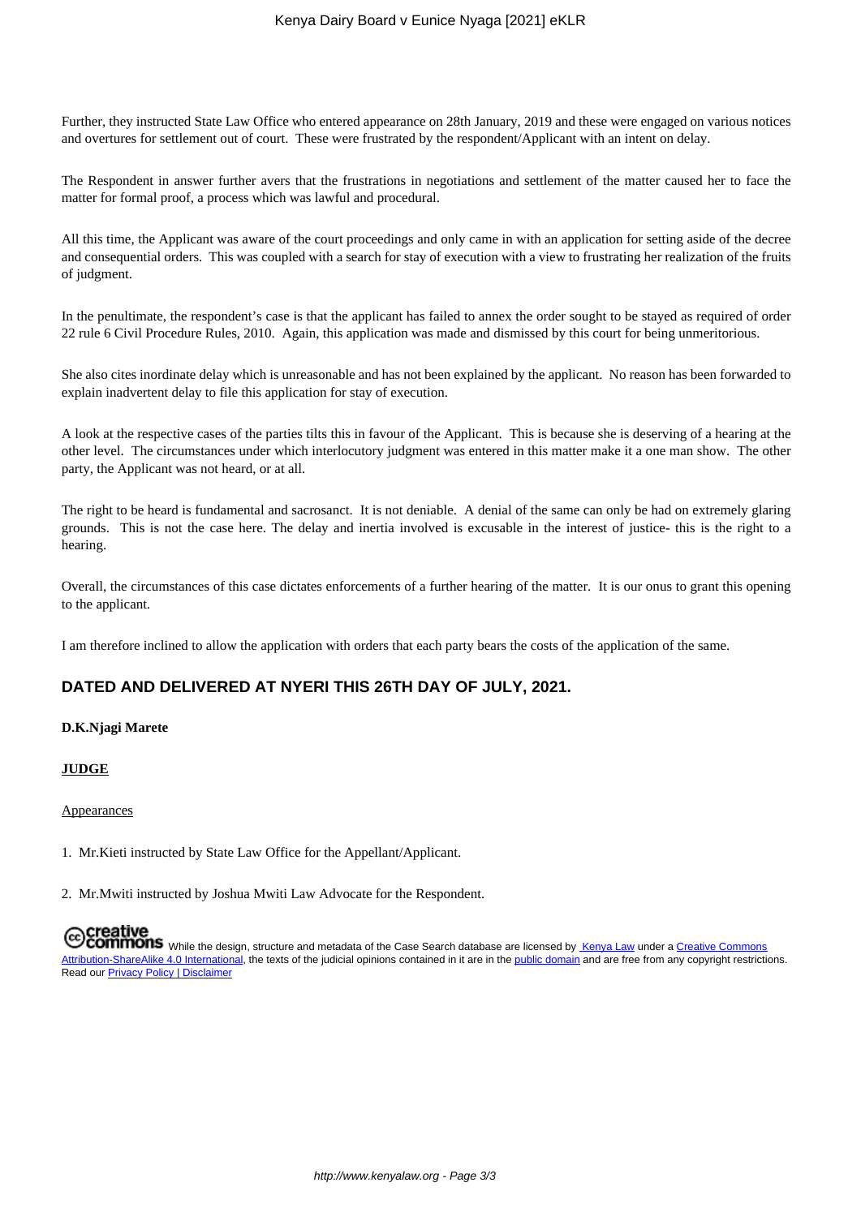Further, they instructed State Law Office who entered appearance on 28th January, 2019 and these were engaged on various notices and overtures for settlement out of court. These were frustrated by the respondent/Applicant with an intent on delay.

The Respondent in answer further avers that the frustrations in negotiations and settlement of the matter caused her to face the matter for formal proof, a process which was lawful and procedural.

All this time, the Applicant was aware of the court proceedings and only came in with an application for setting aside of the decree and consequential orders. This was coupled with a search for stay of execution with a view to frustrating her realization of the fruits of judgment.

In the penultimate, the respondent's case is that the applicant has failed to annex the order sought to be stayed as required of order 22 rule 6 Civil Procedure Rules, 2010. Again, this application was made and dismissed by this court for being unmeritorious.

She also cites inordinate delay which is unreasonable and has not been explained by the applicant. No reason has been forwarded to explain inadvertent delay to file this application for stay of execution.

A look at the respective cases of the parties tilts this in favour of the Applicant. This is because she is deserving of a hearing at the other level. The circumstances under which interlocutory judgment was entered in this matter make it a one man show. The other party, the Applicant was not heard, or at all.

The right to be heard is fundamental and sacrosanct. It is not deniable. A denial of the same can only be had on extremely glaring grounds. This is not the case here. The delay and inertia involved is excusable in the interest of justice- this is the right to a hearing.

Overall, the circumstances of this case dictates enforcements of a further hearing of the matter. It is our onus to grant this opening to the applicant.

I am therefore inclined to allow the application with orders that each party bears the costs of the application of the same.

## DATED AND DELIVERED AT NYERI THIS 26TH DAY OF JULY, 2021.

**D.K.Njagi Marete**

**JUDGE**

Appearances

1. Mr.Kieti instructed by State Law Office for the Appellant/Applicant.

2. Mr.Mwiti instructed by Joshua Mwiti Law Advocate for the Respondent.

While the design, structure and metadata of the Case Search database are licensed by Kenya Law under a Creative Commons Attribution-ShareAlike 4.0 International, the texts of the judicial opinions contained in it are in the public domain and are free from any copyright restrictions. Read our Privacy Policy | Disclaimer